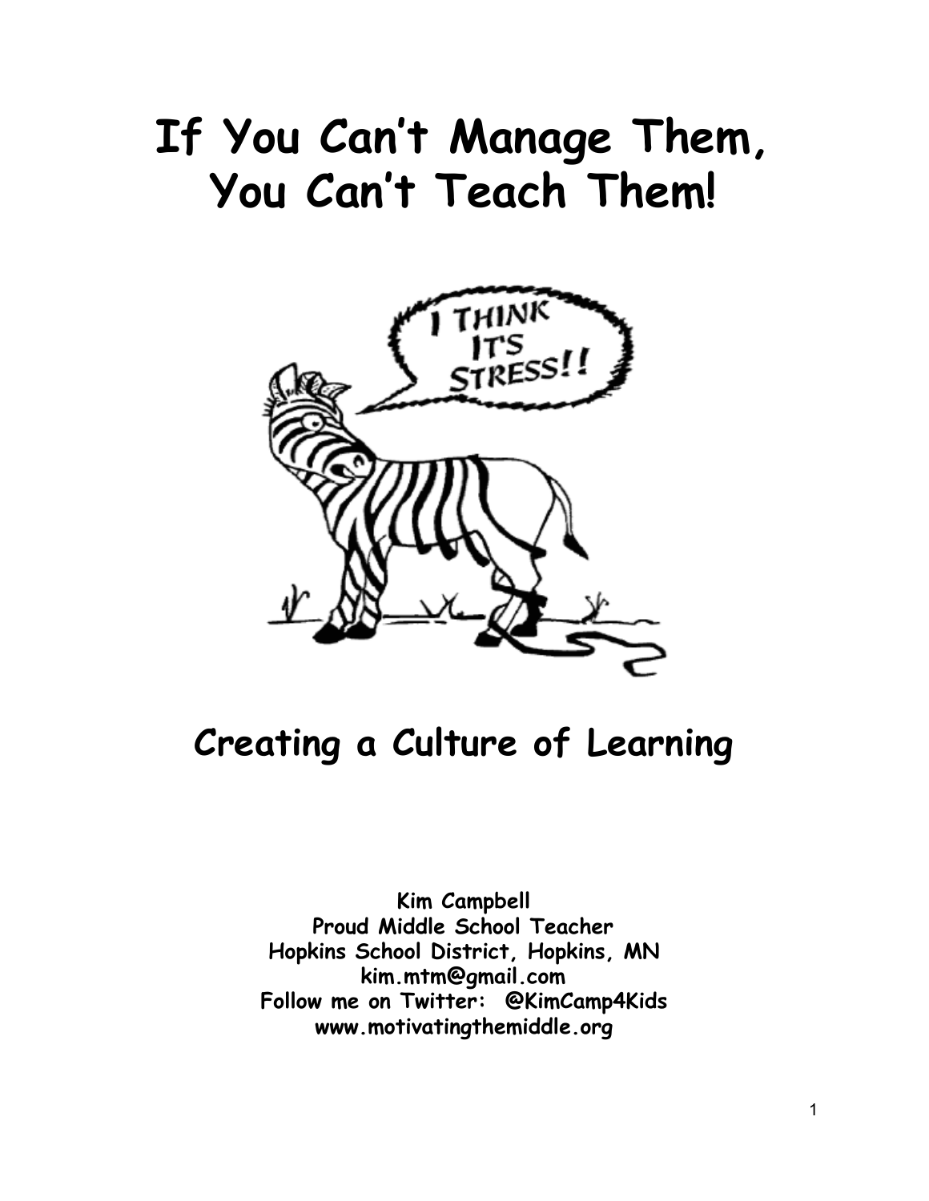# If You Can't Manage Them, You Can't Teach Them!

## Creating a Culture of Learning

**Kim Campbell**
**Proud Middle School Teacher**
**Hopkins School District, Hopkins, MN**
**kim.mtm@gmail.com**
**Follow me on Twitter: @KimCamp4Kids**
**www.motivatingthemiddle.org**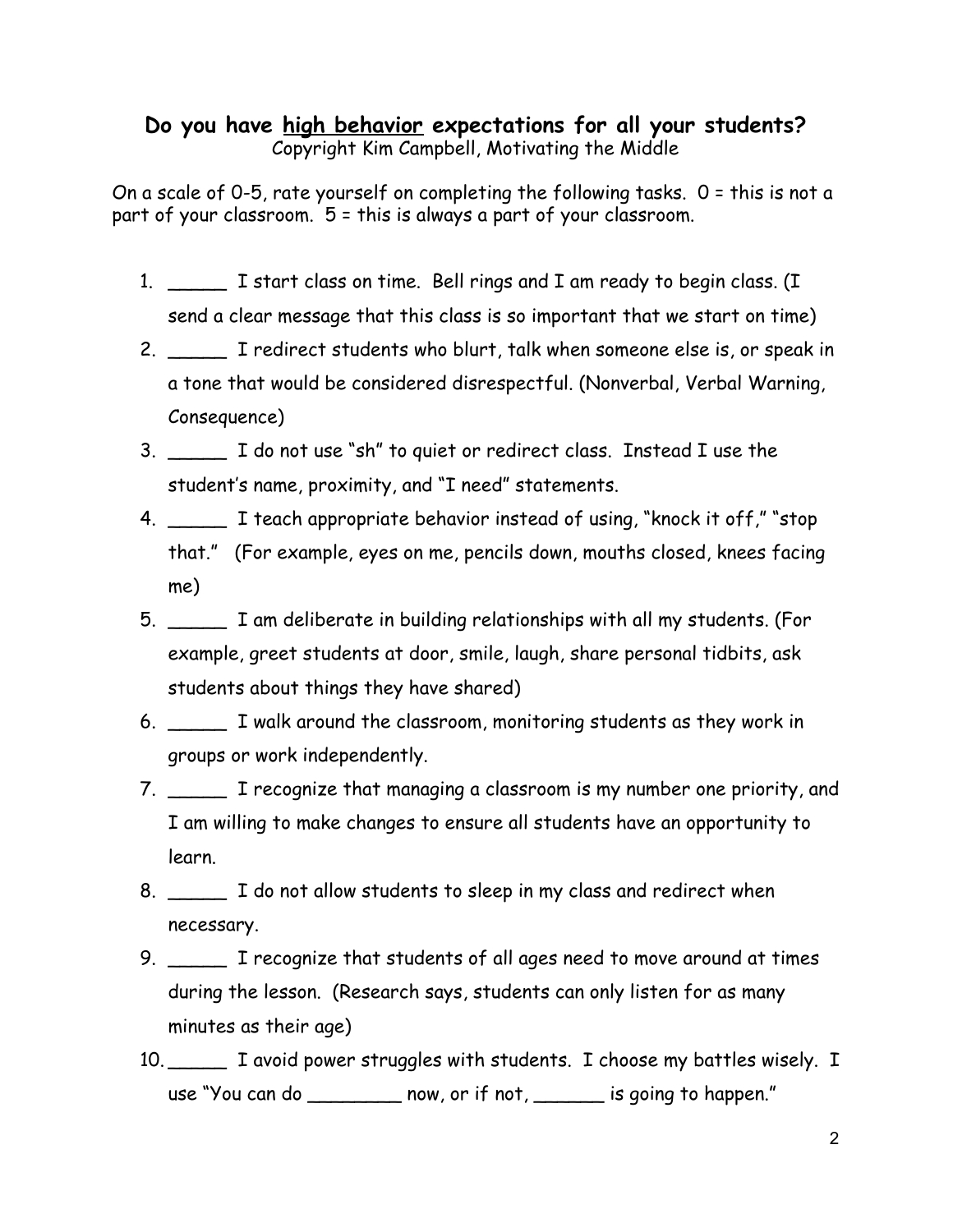**Do you have <u>high behavior</u> expectations for all your students?**

Copyright Kim Campbell, Motivating the Middle

On a scale of 0-5, rate yourself on completing the following tasks. 0 = this is not a part of your classroom. 5 = this is always a part of your classroom.

1. _____ I start class on time. Bell rings and I am ready to begin class. (I send a clear message that this class is so important that we start on time)
2. _____ I redirect students who blurt, talk when someone else is, or speak in a tone that would be considered disrespectful. (Nonverbal, Verbal Warning, Consequence)
3. _____ I do not use "sh" to quiet or redirect class. Instead I use the student's name, proximity, and "I need" statements.
4. _____ I teach appropriate behavior instead of using, "knock it off," "stop that." (For example, eyes on me, pencils down, mouths closed, knees facing me)
5. _____ I am deliberate in building relationships with all my students. (For example, greet students at door, smile, laugh, share personal tidbits, ask students about things they have shared)
6. _____ I walk around the classroom, monitoring students as they work in groups or work independently.
7. _____ I recognize that managing a classroom is my number one priority, and I am willing to make changes to ensure all students have an opportunity to learn.
8. _____ I do not allow students to sleep in my class and redirect when necessary.
9. _____ I recognize that students of all ages need to move around at times during the lesson. (Research says, students can only listen for as many minutes as their age)
10. _____ I avoid power struggles with students. I choose my battles wisely. I use "You can do ________ now, or if not, ______ is going to happen."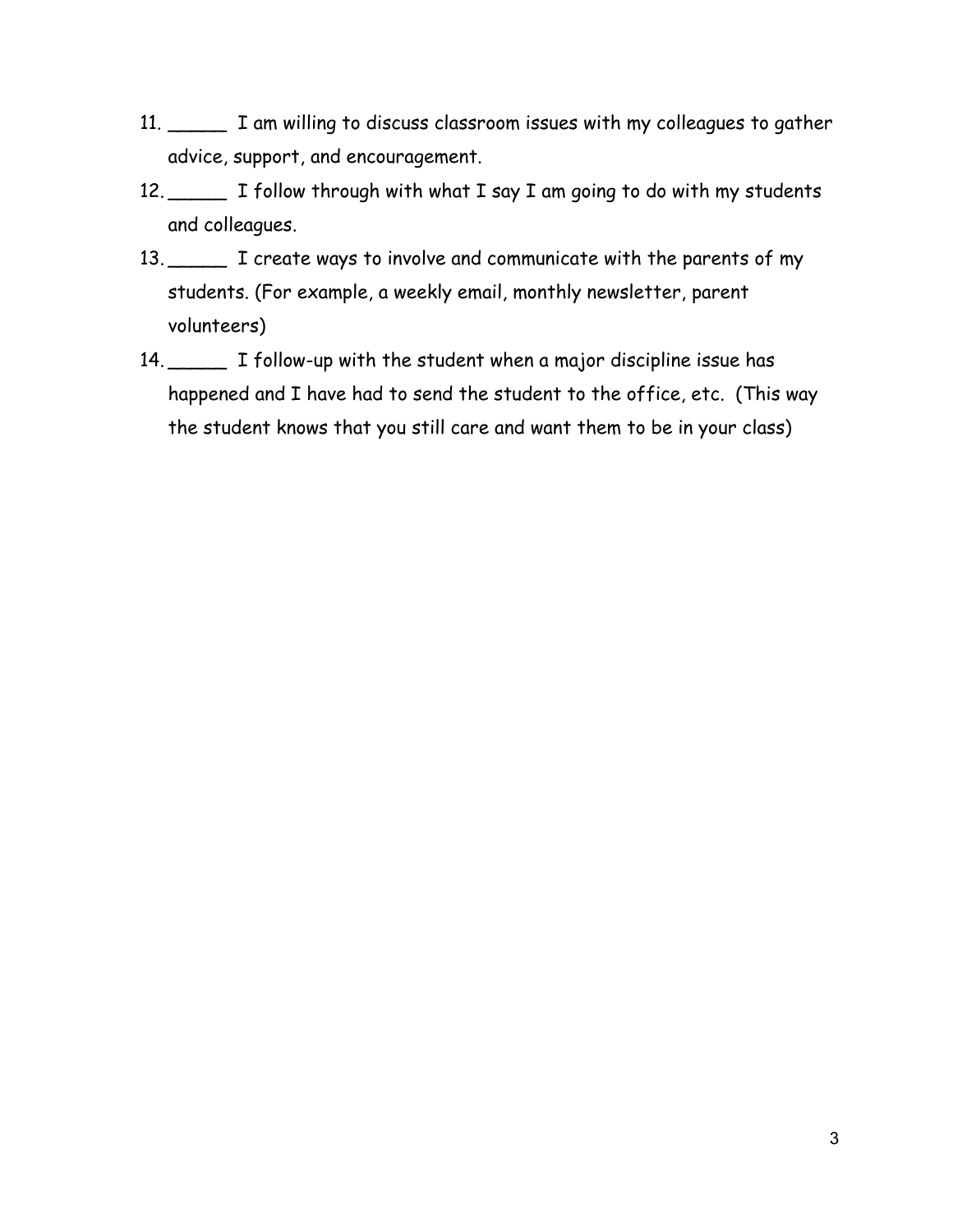11. _____ I am willing to discuss classroom issues with my colleagues to gather advice, support, and encouragement.
12. _____ I follow through with what I say I am going to do with my students and colleagues.
13. _____ I create ways to involve and communicate with the parents of my students. (For example, a weekly email, monthly newsletter, parent volunteers)
14. _____ I follow-up with the student when a major discipline issue has happened and I have had to send the student to the office, etc. (This way the student knows that you still care and want them to be in your class)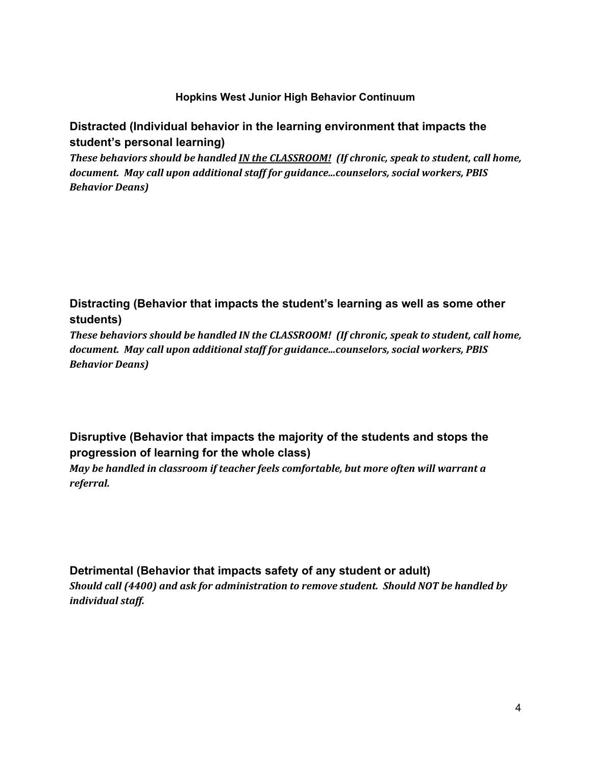# Hopkins West Junior High Behavior Continuum

## Distracted (Individual behavior in the learning environment that impacts the student's personal learning)

***These behaviors should be handled <u>IN the CLASSROOM!</u> (If chronic, speak to student, call home, document. May call upon additional staff for guidance...counselors, social workers, PBIS Behavior Deans)***

## Distracting (Behavior that impacts the student's learning as well as some other students)

***These behaviors should be handled IN the CLASSROOM! (If chronic, speak to student, call home, document. May call upon additional staff for guidance...counselors, social workers, PBIS Behavior Deans)***

## Disruptive (Behavior that impacts the majority of the students and stops the progression of learning for the whole class)

***May be handled in classroom if teacher feels comfortable, but more often will warrant a referral.***

## Detrimental (Behavior that impacts safety of any student or adult)

***Should call (4400) and ask for administration to remove student. Should NOT be handled by individual staff.***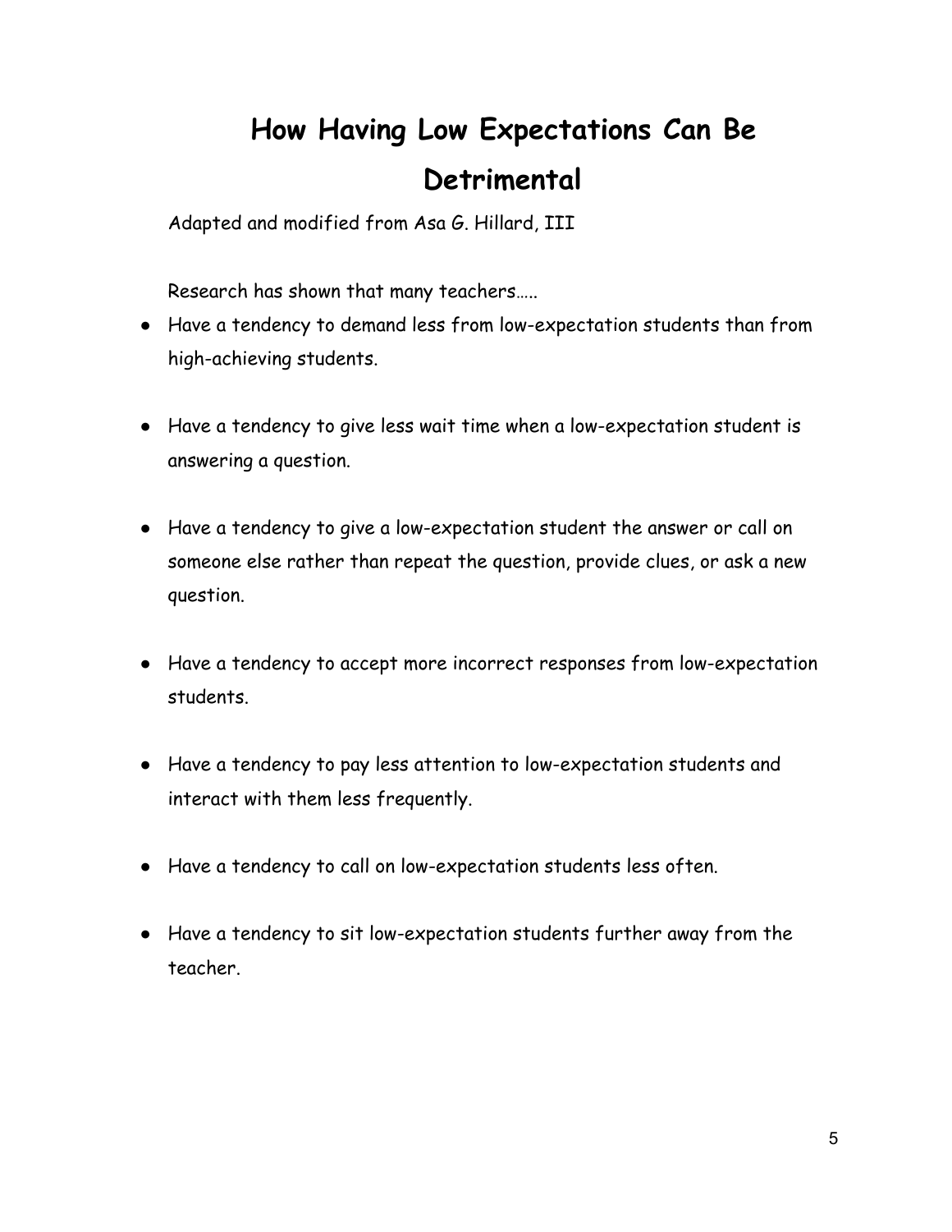# How Having Low Expectations Can Be Detrimental

Adapted and modified from Asa G. Hillard, III

Research has shown that many teachers…..

- Have a tendency to demand less from low-expectation students than from high-achieving students.
- Have a tendency to give less wait time when a low-expectation student is answering a question.
- Have a tendency to give a low-expectation student the answer or call on someone else rather than repeat the question, provide clues, or ask a new question.
- Have a tendency to accept more incorrect responses from low-expectation students.
- Have a tendency to pay less attention to low-expectation students and interact with them less frequently.
- Have a tendency to call on low-expectation students less often.
- Have a tendency to sit low-expectation students further away from the teacher.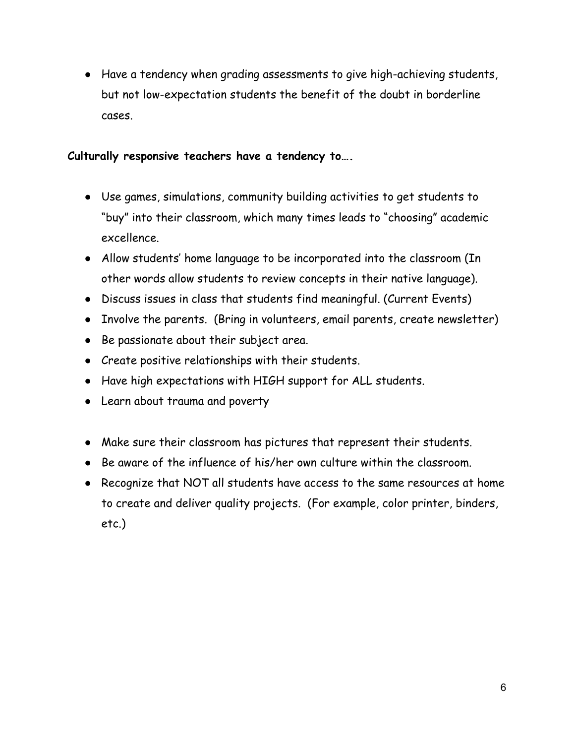- Have a tendency when grading assessments to give high-achieving students, but not low-expectation students the benefit of the doubt in borderline cases.

**Culturally responsive teachers have a tendency to….**

- Use games, simulations, community building activities to get students to "buy" into their classroom, which many times leads to "choosing" academic excellence.
- Allow students' home language to be incorporated into the classroom (In other words allow students to review concepts in their native language).
- Discuss issues in class that students find meaningful. (Current Events)
- Involve the parents. (Bring in volunteers, email parents, create newsletter)
- Be passionate about their subject area.
- Create positive relationships with their students.
- Have high expectations with HIGH support for ALL students.
- Learn about trauma and poverty

- Make sure their classroom has pictures that represent their students.
- Be aware of the influence of his/her own culture within the classroom.
- Recognize that NOT all students have access to the same resources at home to create and deliver quality projects. (For example, color printer, binders, etc.)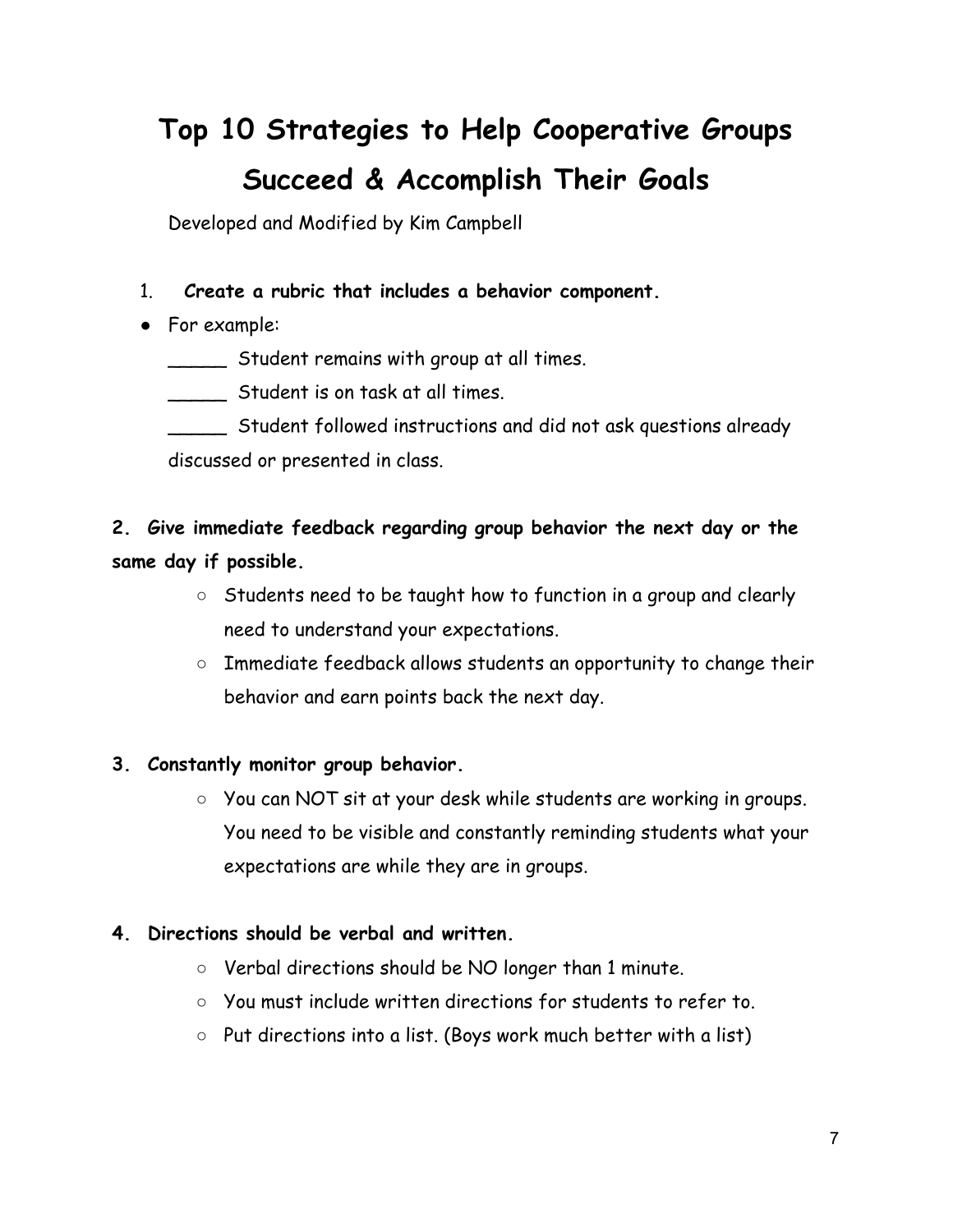# Top 10 Strategies to Help Cooperative Groups Succeed & Accomplish Their Goals

Developed and Modified by Kim Campbell

1. **Create a rubric that includes a behavior component.**

- For example:

  _____ Student remains with group at all times.

  _____ Student is on task at all times.

  _____ Student followed instructions and did not ask questions already discussed or presented in class.

**2. Give immediate feedback regarding group behavior the next day or the same day if possible.**

- Students need to be taught how to function in a group and clearly need to understand your expectations.
- Immediate feedback allows students an opportunity to change their behavior and earn points back the next day.

**3. Constantly monitor group behavior.**

- You can NOT sit at your desk while students are working in groups. You need to be visible and constantly reminding students what your expectations are while they are in groups.

**4. Directions should be verbal and written.**

- Verbal directions should be NO longer than 1 minute.
- You must include written directions for students to refer to.
- Put directions into a list. (Boys work much better with a list)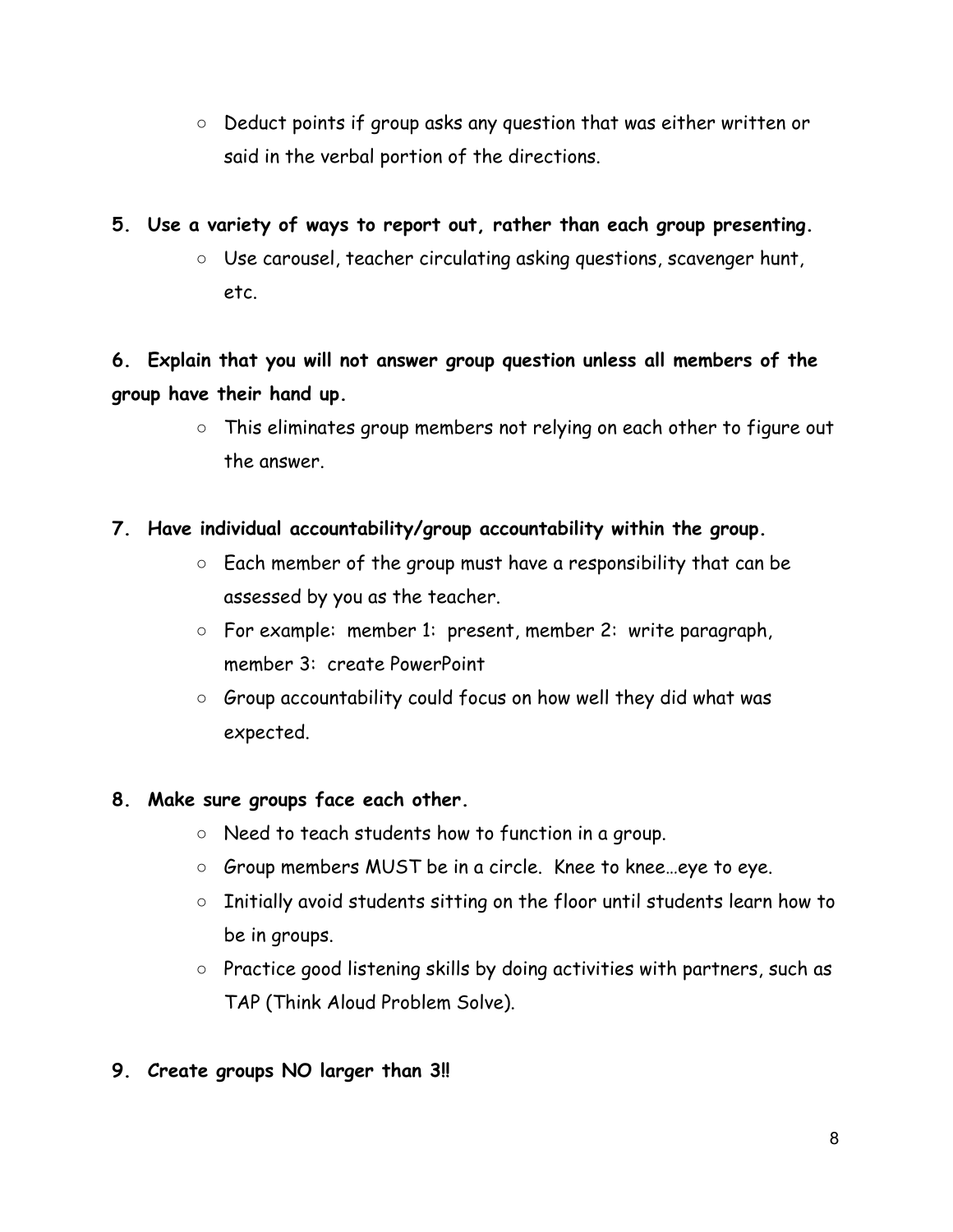- Deduct points if group asks any question that was either written or said in the verbal portion of the directions.

**5. Use a variety of ways to report out, rather than each group presenting.**

- Use carousel, teacher circulating asking questions, scavenger hunt, etc.

**6. Explain that you will not answer group question unless all members of the group have their hand up.**

- This eliminates group members not relying on each other to figure out the answer.

**7. Have individual accountability/group accountability within the group.**

- Each member of the group must have a responsibility that can be assessed by you as the teacher.
- For example: member 1: present, member 2: write paragraph, member 3: create PowerPoint
- Group accountability could focus on how well they did what was expected.

**8. Make sure groups face each other.**

- Need to teach students how to function in a group.
- Group members MUST be in a circle. Knee to knee…eye to eye.
- Initially avoid students sitting on the floor until students learn how to be in groups.
- Practice good listening skills by doing activities with partners, such as TAP (Think Aloud Problem Solve).

**9. Create groups NO larger than 3!!**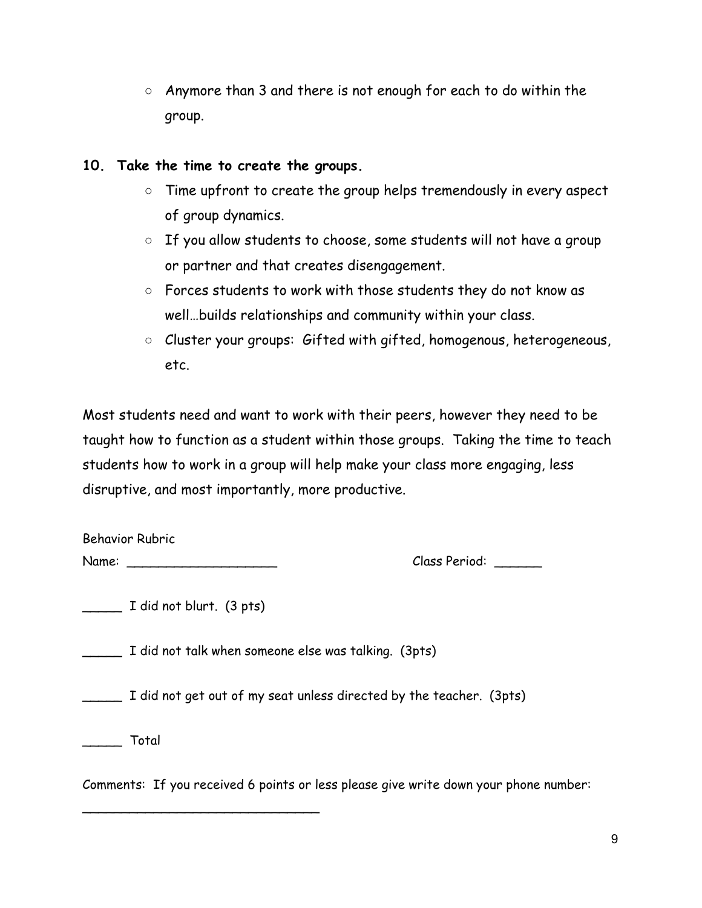- Anymore than 3 and there is not enough for each to do within the group.

**10. Take the time to create the groups.**

- Time upfront to create the group helps tremendously in every aspect of group dynamics.
- If you allow students to choose, some students will not have a group or partner and that creates disengagement.
- Forces students to work with those students they do not know as well…builds relationships and community within your class.
- Cluster your groups: Gifted with gifted, homogenous, heterogeneous, etc.

Most students need and want to work with their peers, however they need to be taught how to function as a student within those groups. Taking the time to teach students how to work in a group will help make your class more engaging, less disruptive, and most importantly, more productive.

Behavior Rubric

Name: ____________________ Class Period: ______

_____ I did not blurt. (3 pts)

_____ I did not talk when someone else was talking. (3pts)

_____ I did not get out of my seat unless directed by the teacher. (3pts)

_____ Total

Comments: If you received 6 points or less please give write down your phone number:

_______________________________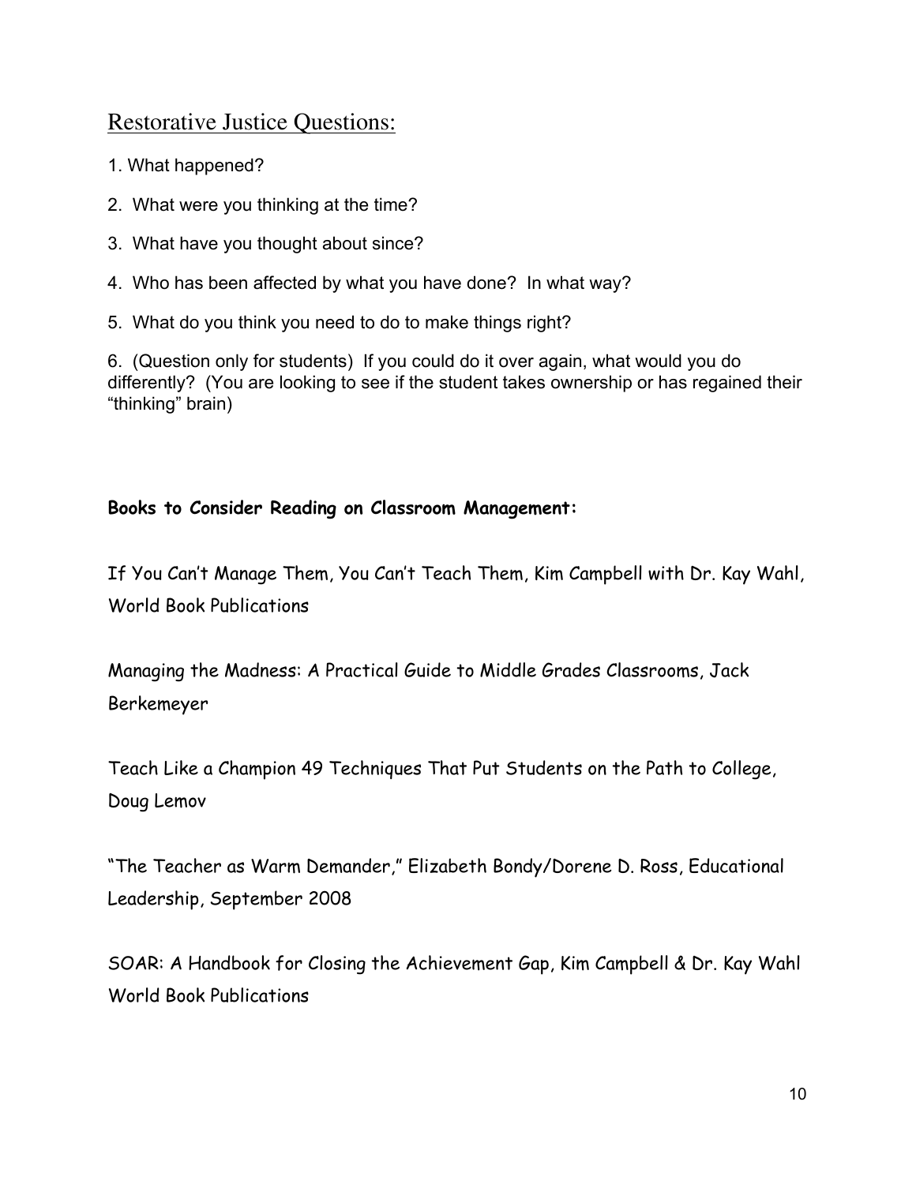## Restorative Justice Questions:

1. What happened?

2. What were you thinking at the time?

3. What have you thought about since?

4. Who has been affected by what you have done? In what way?

5. What do you think you need to do to make things right?

6. (Question only for students) If you could do it over again, what would you do differently? (You are looking to see if the student takes ownership or has regained their "thinking" brain)

**Books to Consider Reading on Classroom Management:**

If You Can't Manage Them, You Can't Teach Them, Kim Campbell with Dr. Kay Wahl, World Book Publications

Managing the Madness: A Practical Guide to Middle Grades Classrooms, Jack Berkemeyer

Teach Like a Champion 49 Techniques That Put Students on the Path to College, Doug Lemov

"The Teacher as Warm Demander," Elizabeth Bondy/Dorene D. Ross, Educational Leadership, September 2008

SOAR: A Handbook for Closing the Achievement Gap, Kim Campbell & Dr. Kay Wahl World Book Publications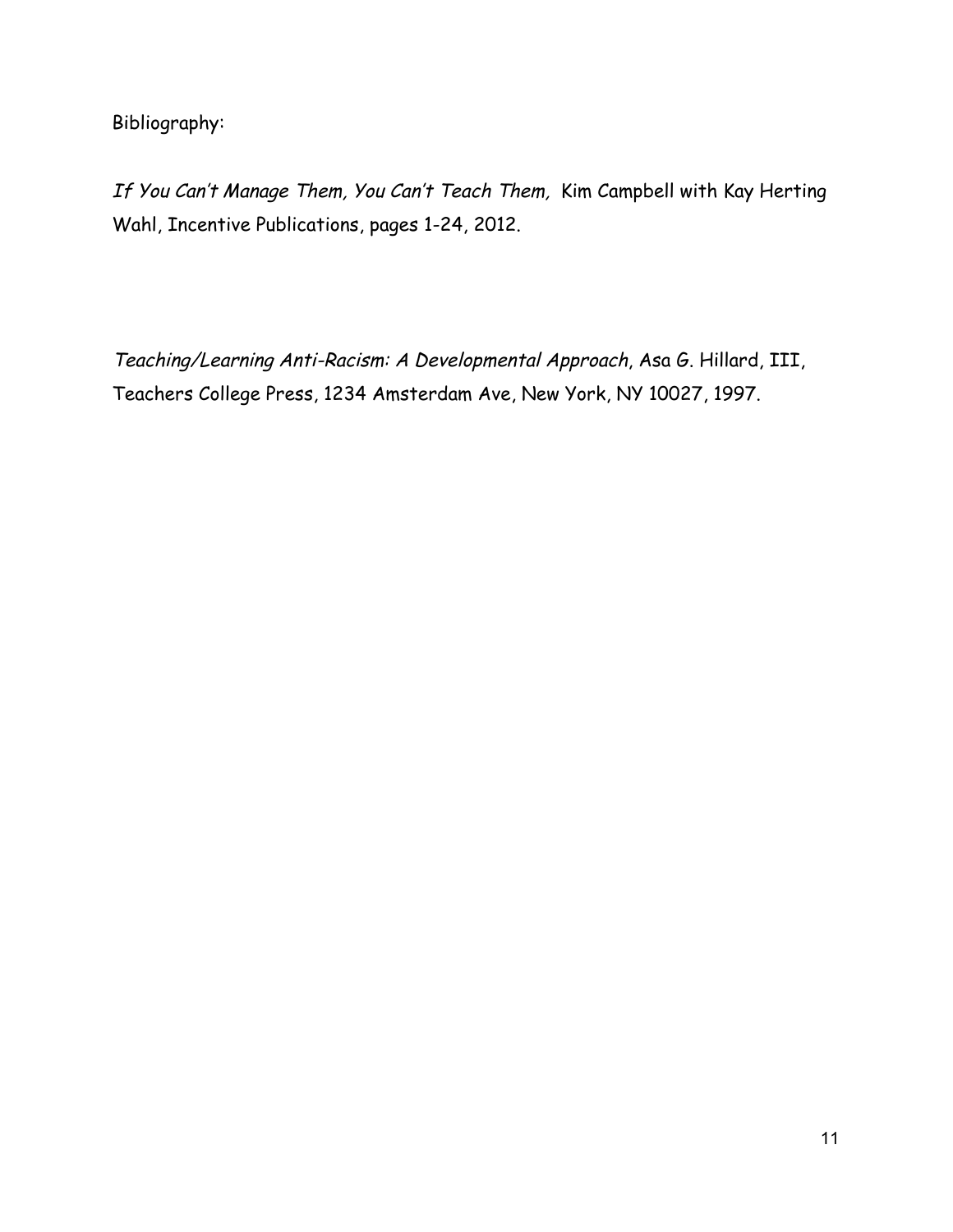Bibliography:

*If You Can't Manage Them, You Can't Teach Them,* Kim Campbell with Kay Herting Wahl, Incentive Publications, pages 1-24, 2012.

*Teaching/Learning Anti-Racism: A Developmental Approach*, Asa G. Hillard, III, Teachers College Press, 1234 Amsterdam Ave, New York, NY 10027, 1997.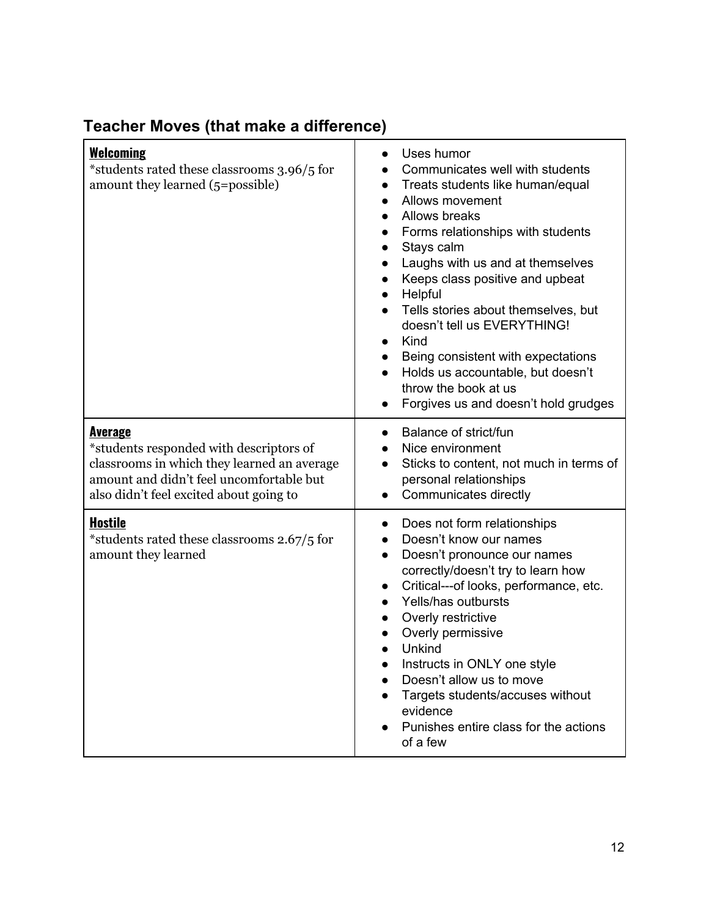## Teacher Moves (that make a difference)

| | |
|---|---|
| **<u>Welcoming</u>**<br>*students rated these classrooms 3.96/5 for amount they learned (5=possible) | • Uses humor<br>• Communicates well with students<br>• Treats students like human/equal<br>• Allows movement<br>• Allows breaks<br>• Forms relationships with students<br>• Stays calm<br>• Laughs with us and at themselves<br>• Keeps class positive and upbeat<br>• Helpful<br>• Tells stories about themselves, but doesn't tell us EVERYTHING!<br>• Kind<br>• Being consistent with expectations<br>• Holds us accountable, but doesn't throw the book at us<br>• Forgives us and doesn't hold grudges |
| **<u>Average</u>**<br>*students responded with descriptors of classrooms in which they learned an average amount and didn't feel uncomfortable but also didn't feel excited about going to | • Balance of strict/fun<br>• Nice environment<br>• Sticks to content, not much in terms of personal relationships<br>• Communicates directly |
| **<u>Hostile</u>**<br>*students rated these classrooms 2.67/5 for amount they learned | • Does not form relationships<br>• Doesn't know our names<br>• Doesn't pronounce our names correctly/doesn't try to learn how<br>• Critical---of looks, performance, etc.<br>• Yells/has outbursts<br>• Overly restrictive<br>• Overly permissive<br>• Unkind<br>• Instructs in ONLY one style<br>• Doesn't allow us to move<br>• Targets students/accuses without evidence<br>• Punishes entire class for the actions of a few |